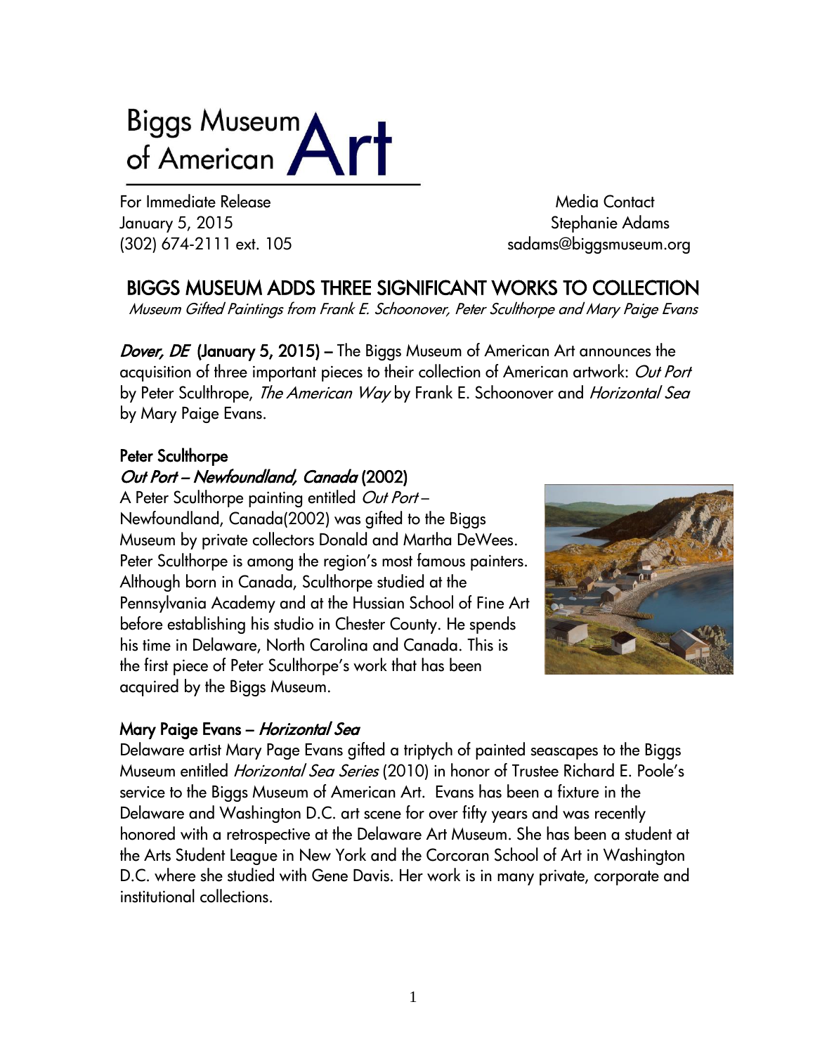Biggs Museum of American Art

For Immediate Release
January 5, 2015
(302) 674-2111 ext. 105

Media Contact
Stephanie Adams
sadams@biggsmuseum.org

# BIGGS MUSEUM ADDS THREE SIGNIFICANT WORKS TO COLLECTION

*Museum Gifted Paintings from Frank E. Schoonover, Peter Sculthorpe and Mary Paige Evans*

***Dover, DE*** **(January 5, 2015) –** The Biggs Museum of American Art announces the acquisition of three important pieces to their collection of American artwork: *Out Port* by Peter Sculthrope, *The American Way* by Frank E. Schoonover and *Horizontal Sea* by Mary Paige Evans.

## Peter Sculthorpe

### *Out Port – Newfoundland, Canada* (2002)

A Peter Sculthorpe painting entitled *Out Port* – Newfoundland, Canada(2002) was gifted to the Biggs Museum by private collectors Donald and Martha DeWees. Peter Sculthorpe is among the region's most famous painters. Although born in Canada, Sculthorpe studied at the Pennsylvania Academy and at the Hussian School of Fine Art before establishing his studio in Chester County. He spends his time in Delaware, North Carolina and Canada. This is the first piece of Peter Sculthorpe's work that has been acquired by the Biggs Museum.

## Mary Paige Evans – *Horizontal Sea*

Delaware artist Mary Page Evans gifted a triptych of painted seascapes to the Biggs Museum entitled *Horizontal Sea Series* (2010) in honor of Trustee Richard E. Poole's service to the Biggs Museum of American Art. Evans has been a fixture in the Delaware and Washington D.C. art scene for over fifty years and was recently honored with a retrospective at the Delaware Art Museum. She has been a student at the Arts Student League in New York and the Corcoran School of Art in Washington D.C. where she studied with Gene Davis. Her work is in many private, corporate and institutional collections.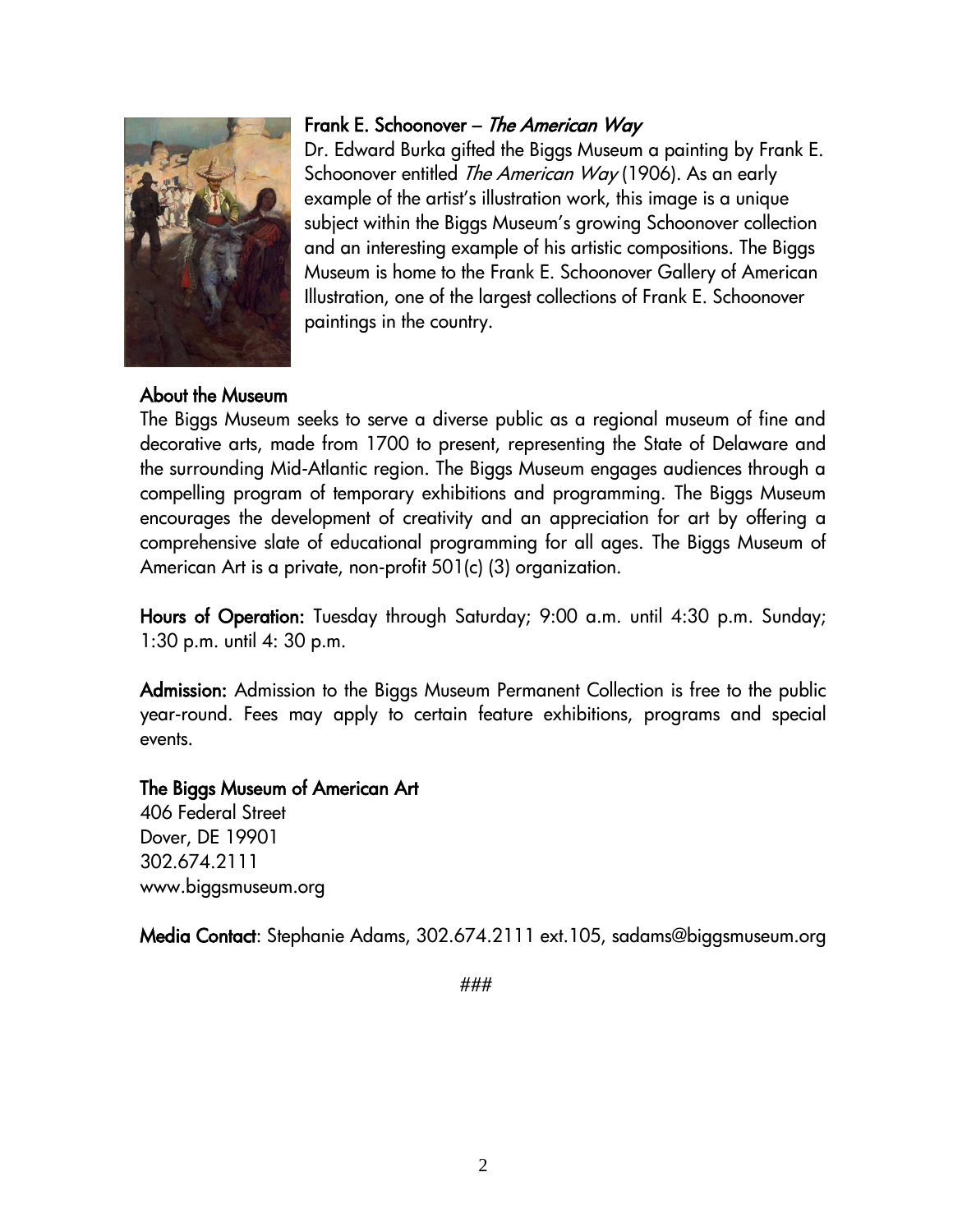## Frank E. Schoonover – *The American Way*

Dr. Edward Burka gifted the Biggs Museum a painting by Frank E. Schoonover entitled *The American Way* (1906). As an early example of the artist's illustration work, this image is a unique subject within the Biggs Museum's growing Schoonover collection and an interesting example of his artistic compositions. The Biggs Museum is home to the Frank E. Schoonover Gallery of American Illustration, one of the largest collections of Frank E. Schoonover paintings in the country.

## About the Museum

The Biggs Museum seeks to serve a diverse public as a regional museum of fine and decorative arts, made from 1700 to present, representing the State of Delaware and the surrounding Mid-Atlantic region. The Biggs Museum engages audiences through a compelling program of temporary exhibitions and programming. The Biggs Museum encourages the development of creativity and an appreciation for art by offering a comprehensive slate of educational programming for all ages. The Biggs Museum of American Art is a private, non-profit 501(c) (3) organization.

**Hours of Operation:** Tuesday through Saturday; 9:00 a.m. until 4:30 p.m. Sunday; 1:30 p.m. until 4: 30 p.m.

**Admission:** Admission to the Biggs Museum Permanent Collection is free to the public year-round. Fees may apply to certain feature exhibitions, programs and special events.

**The Biggs Museum of American Art**
406 Federal Street
Dover, DE 19901
302.674.2111
www.biggsmuseum.org

**Media Contact**: Stephanie Adams, 302.674.2111 ext.105, sadams@biggsmuseum.org

###